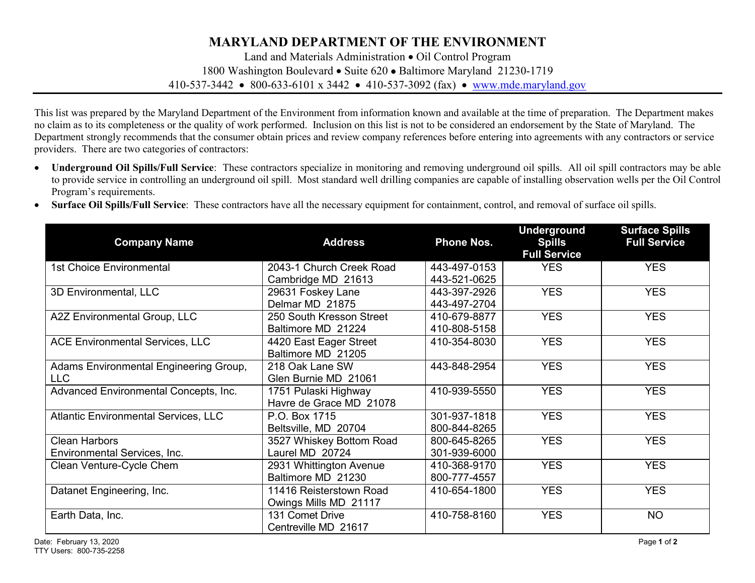# MARYLAND DEPARTMENT OF THE ENVIRONMENT

Land and Materials Administration • Oil Control Program
1800 Washington Boulevard • Suite 620 • Baltimore Maryland 21230-1719
410-537-3442 • 800-633-6101 x 3442 • 410-537-3092 (fax) • www.mde.maryland.gov

This list was prepared by the Maryland Department of the Environment from information known and available at the time of preparation. The Department makes no claim as to its completeness or the quality of work performed. Inclusion on this list is not to be considered an endorsement by the State of Maryland. The Department strongly recommends that the consumer obtain prices and review company references before entering into agreements with any contractors or service providers. There are two categories of contractors:

- **Underground Oil Spills/Full Service**: These contractors specialize in monitoring and removing underground oil spills. All oil spill contractors may be able to provide service in controlling an underground oil spill. Most standard well drilling companies are capable of installing observation wells per the Oil Control Program's requirements.
- **Surface Oil Spills/Full Service**: These contractors have all the necessary equipment for containment, control, and removal of surface oil spills.

| Company Name | Address | Phone Nos. | Underground Spills Full Service | Surface Spills Full Service |
|---|---|---|---|---|
| 1st Choice Environmental | 2043-1 Church Creek Road Cambridge MD 21613 | 443-497-0153 443-521-0625 | YES | YES |
| 3D Environmental, LLC | 29631 Foskey Lane Delmar MD 21875 | 443-397-2926 443-497-2704 | YES | YES |
| A2Z Environmental Group, LLC | 250 South Kresson Street Baltimore MD 21224 | 410-679-8877 410-808-5158 | YES | YES |
| ACE Environmental Services, LLC | 4420 East Eager Street Baltimore MD 21205 | 410-354-8030 | YES | YES |
| Adams Environmental Engineering Group, LLC | 218 Oak Lane SW Glen Burnie MD 21061 | 443-848-2954 | YES | YES |
| Advanced Environmental Concepts, Inc. | 1751 Pulaski Highway Havre de Grace MD 21078 | 410-939-5550 | YES | YES |
| Atlantic Environmental Services, LLC | P.O. Box 1715 Beltsville, MD 20704 | 301-937-1818 800-844-8265 | YES | YES |
| Clean Harbors Environmental Services, Inc. | 3527 Whiskey Bottom Road Laurel MD 20724 | 800-645-8265 301-939-6000 | YES | YES |
| Clean Venture-Cycle Chem | 2931 Whittington Avenue Baltimore MD 21230 | 410-368-9170 800-777-4557 | YES | YES |
| Datanet Engineering, Inc. | 11416 Reisterstown Road Owings Mills MD 21117 | 410-654-1800 | YES | YES |
| Earth Data, Inc. | 131 Comet Drive Centreville MD 21617 | 410-758-8160 | YES | NO |

Date: February 13, 2020
TTY Users: 800-735-2258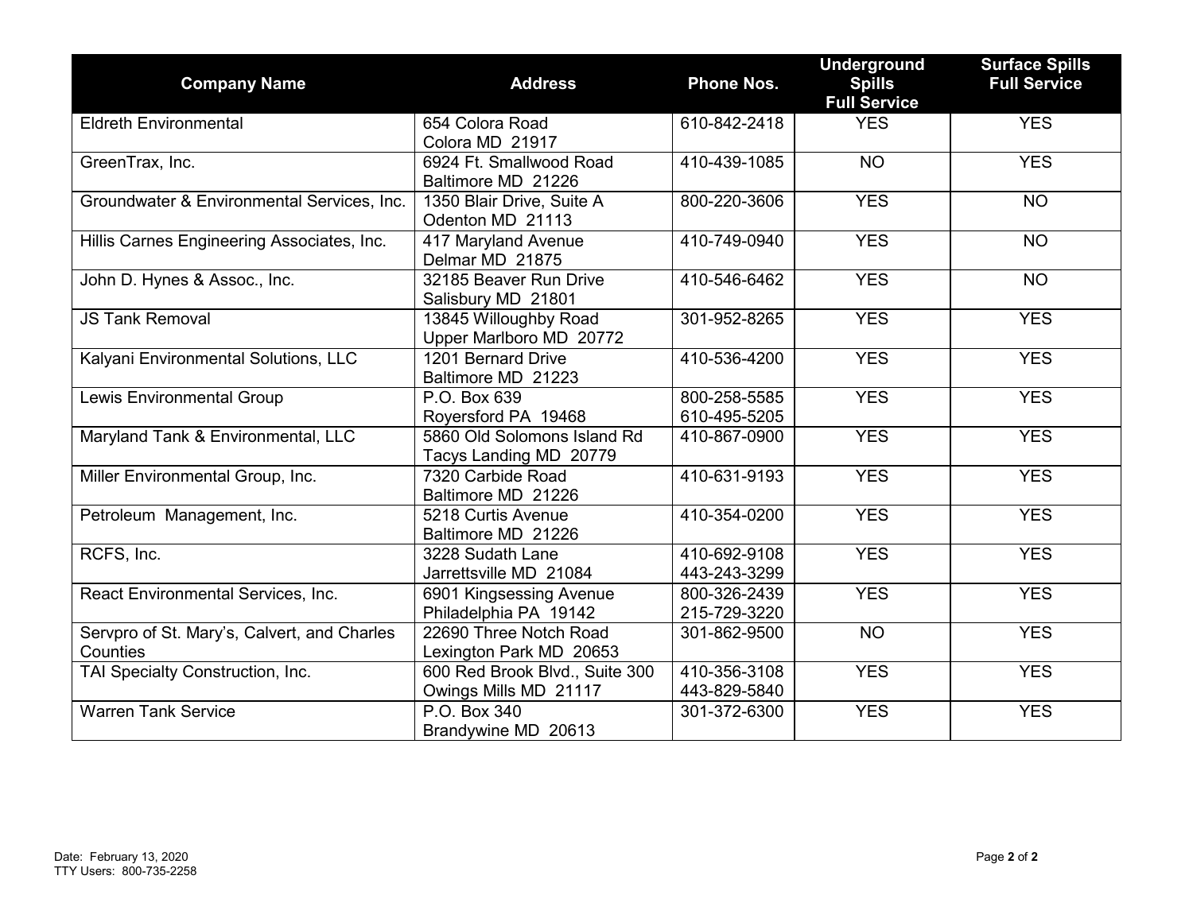| Company Name | Address | Phone Nos. | Underground Spills Full Service | Surface Spills Full Service |
|---|---|---|---|---|
| Eldreth Environmental | 654 Colora Road<br>Colora MD 21917 | 610-842-2418 | YES | YES |
| GreenTrax, Inc. | 6924 Ft. Smallwood Road<br>Baltimore MD 21226 | 410-439-1085 | NO | YES |
| Groundwater & Environmental Services, Inc. | 1350 Blair Drive, Suite A<br>Odenton MD 21113 | 800-220-3606 | YES | NO |
| Hillis Carnes Engineering Associates, Inc. | 417 Maryland Avenue<br>Delmar MD 21875 | 410-749-0940 | YES | NO |
| John D. Hynes & Assoc., Inc. | 32185 Beaver Run Drive<br>Salisbury MD 21801 | 410-546-6462 | YES | NO |
| JS Tank Removal | 13845 Willoughby Road<br>Upper Marlboro MD 20772 | 301-952-8265 | YES | YES |
| Kalyani Environmental Solutions, LLC | 1201 Bernard Drive<br>Baltimore MD 21223 | 410-536-4200 | YES | YES |
| Lewis Environmental Group | P.O. Box 639<br>Royersford PA 19468 | 800-258-5585<br>610-495-5205 | YES | YES |
| Maryland Tank & Environmental, LLC | 5860 Old Solomons Island Rd<br>Tacys Landing MD 20779 | 410-867-0900 | YES | YES |
| Miller Environmental Group, Inc. | 7320 Carbide Road<br>Baltimore MD 21226 | 410-631-9193 | YES | YES |
| Petroleum Management, Inc. | 5218 Curtis Avenue<br>Baltimore MD 21226 | 410-354-0200 | YES | YES |
| RCFS, Inc. | 3228 Sudath Lane<br>Jarrettsville MD 21084 | 410-692-9108<br>443-243-3299 | YES | YES |
| React Environmental Services, Inc. | 6901 Kingsessing Avenue<br>Philadelphia PA 19142 | 800-326-2439<br>215-729-3220 | YES | YES |
| Servpro of St. Mary's, Calvert, and Charles Counties | 22690 Three Notch Road<br>Lexington Park MD 20653 | 301-862-9500 | NO | YES |
| TAI Specialty Construction, Inc. | 600 Red Brook Blvd., Suite 300<br>Owings Mills MD 21117 | 410-356-3108<br>443-829-5840 | YES | YES |
| Warren Tank Service | P.O. Box 340<br>Brandywine MD 20613 | 301-372-6300 | YES | YES |

Date: February 13, 2020
TTY Users: 800-735-2258